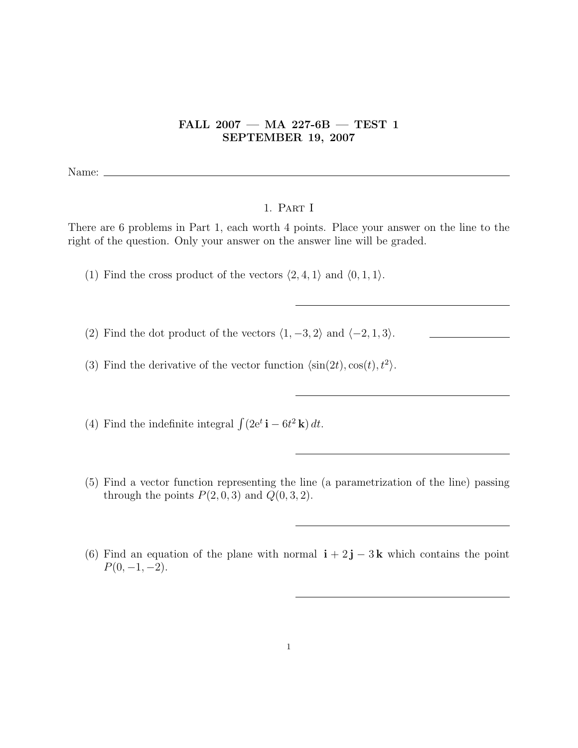# FALL 2007 — MA 227-6B — TEST 1
## SEPTEMBER 19, 2007

Name: ______________________________________________

## 1. Part I

There are 6 problems in Part 1, each worth 4 points. Place your answer on the line to the right of the question. Only your answer on the answer line will be graded.

(1) Find the cross product of the vectors $\langle 2, 4, 1\rangle$ and $\langle 0, 1, 1\rangle$.

______________________________

(2) Find the dot product of the vectors $\langle 1, -3, 2\rangle$ and $\langle -2, 1, 3\rangle$. ______________

(3) Find the derivative of the vector function $\langle \sin(2t), \cos(t), t^2\rangle$.

______________________________

(4) Find the indefinite integral $\int (2e^t\,\mathbf{i} - 6t^2\,\mathbf{k})\,dt$.

______________________________

(5) Find a vector function representing the line (a parametrization of the line) passing through the points $P(2, 0, 3)$ and $Q(0, 3, 2)$.

______________________________

(6) Find an equation of the plane with normal $\mathbf{i} + 2\,\mathbf{j} - 3\,\mathbf{k}$ which contains the point $P(0, -1, -2)$.

______________________________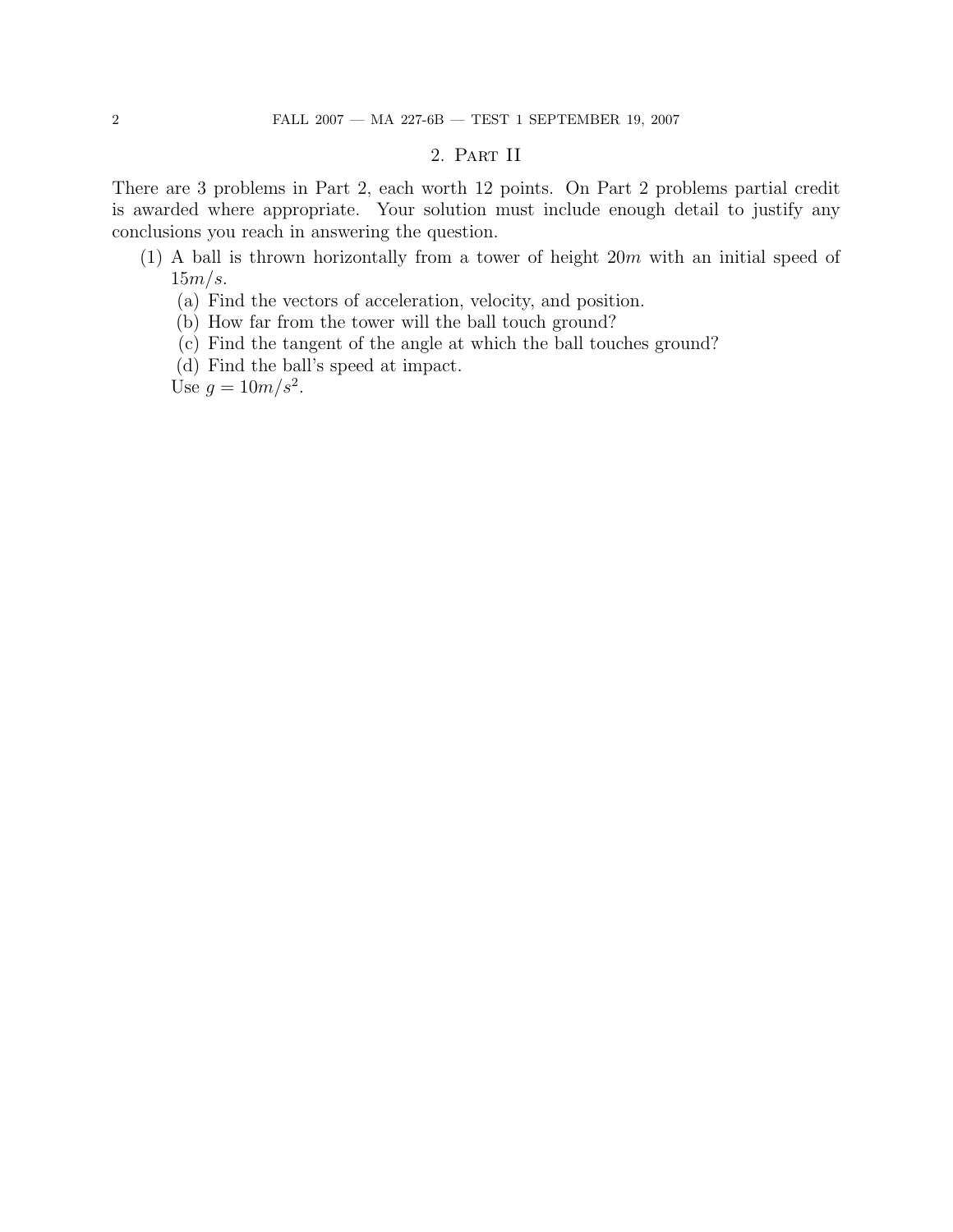## 2. Part II

There are 3 problems in Part 2, each worth 12 points. On Part 2 problems partial credit is awarded where appropriate. Your solution must include enough detail to justify any conclusions you reach in answering the question.

(1) A ball is thrown horizontally from a tower of height $20m$ with an initial speed of $15m/s$.
   (a) Find the vectors of acceleration, velocity, and position.
   (b) How far from the tower will the ball touch ground?
   (c) Find the tangent of the angle at which the ball touches ground?
   (d) Find the ball's speed at impact.

   Use $g = 10m/s^2$.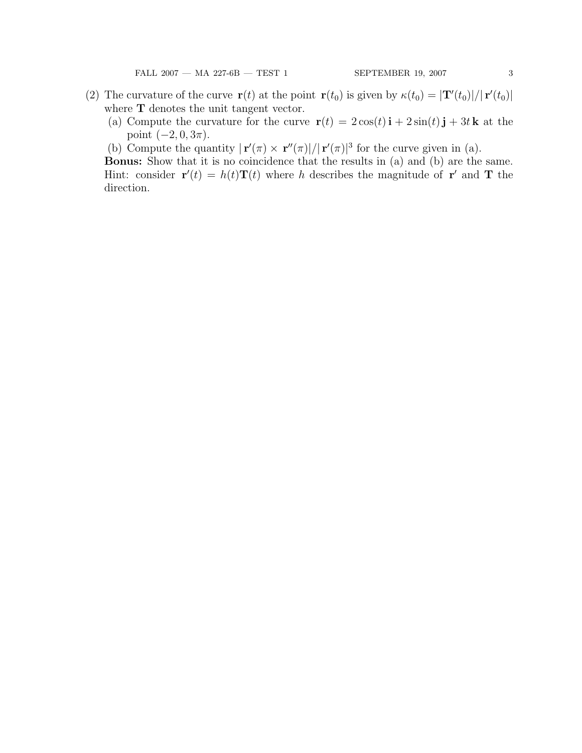(2) The curvature of the curve $\mathbf{r}(t)$ at the point $\mathbf{r}(t_0)$ is given by $\kappa(t_0) = |\mathbf{T}'(t_0)|/|\,\mathbf{r}'(t_0)|$ where $\mathbf{T}$ denotes the unit tangent vector.

   (a) Compute the curvature for the curve $\mathbf{r}(t) = 2\cos(t)\,\mathbf{i} + 2\sin(t)\,\mathbf{j} + 3t\,\mathbf{k}$ at the point $(-2, 0, 3\pi)$.

   (b) Compute the quantity $|\,\mathbf{r}'(\pi) \times \mathbf{r}''(\pi)|/|\,\mathbf{r}'(\pi)|^3$ for the curve given in (a).

   **Bonus:** Show that it is no coincidence that the results in (a) and (b) are the same. Hint: consider $\mathbf{r}'(t) = h(t)\mathbf{T}(t)$ where $h$ describes the magnitude of $\mathbf{r}'$ and $\mathbf{T}$ the direction.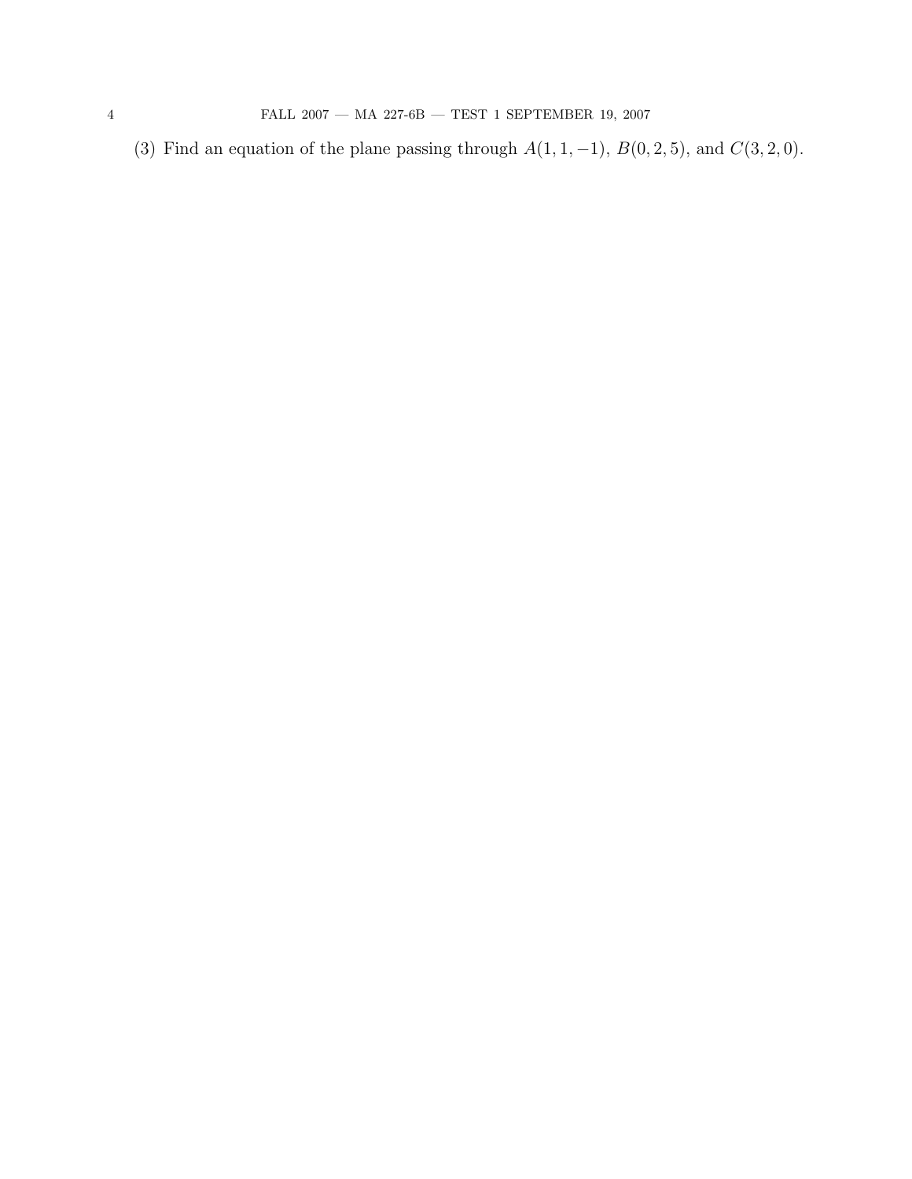(3) Find an equation of the plane passing through $A(1, 1, -1)$, $B(0, 2, 5)$, and $C(3, 2, 0)$.